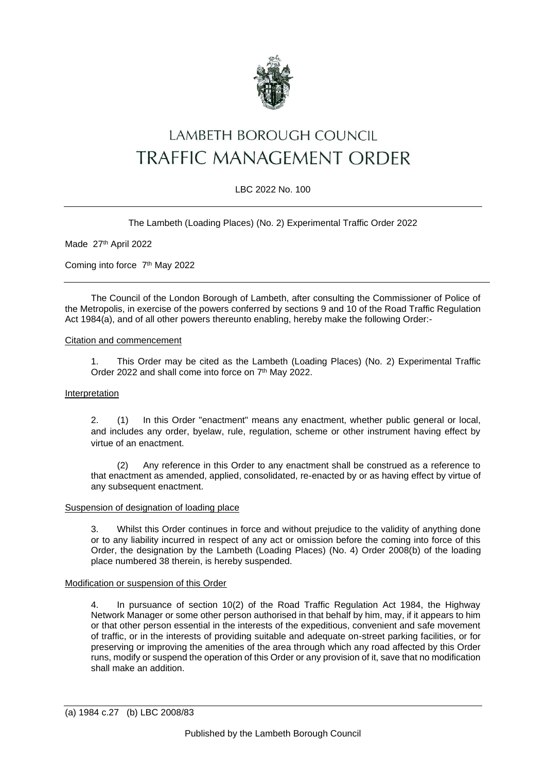# LAMBETH BOROUGH COUNCIL
# TRAFFIC MANAGEMENT ORDER

LBC 2022 No. 100

---

The Lambeth (Loading Places) (No. 2) Experimental Traffic Order 2022

Made 27th April 2022

Coming into force 7th May 2022

---

The Council of the London Borough of Lambeth, after consulting the Commissioner of Police of the Metropolis, in exercise of the powers conferred by sections 9 and 10 of the Road Traffic Regulation Act 1984(a), and of all other powers thereunto enabling, hereby make the following Order:-

## Citation and commencement

1. This Order may be cited as the Lambeth (Loading Places) (No. 2) Experimental Traffic Order 2022 and shall come into force on 7th May 2022.

## Interpretation

2. (1) In this Order "enactment" means any enactment, whether public general or local, and includes any order, byelaw, rule, regulation, scheme or other instrument having effect by virtue of an enactment.

(2) Any reference in this Order to any enactment shall be construed as a reference to that enactment as amended, applied, consolidated, re-enacted by or as having effect by virtue of any subsequent enactment.

## Suspension of designation of loading place

3. Whilst this Order continues in force and without prejudice to the validity of anything done or to any liability incurred in respect of any act or omission before the coming into force of this Order, the designation by the Lambeth (Loading Places) (No. 4) Order 2008(b) of the loading place numbered 38 therein, is hereby suspended.

## Modification or suspension of this Order

4. In pursuance of section 10(2) of the Road Traffic Regulation Act 1984, the Highway Network Manager or some other person authorised in that behalf by him, may, if it appears to him or that other person essential in the interests of the expeditious, convenient and safe movement of traffic, or in the interests of providing suitable and adequate on-street parking facilities, or for preserving or improving the amenities of the area through which any road affected by this Order runs, modify or suspend the operation of this Order or any provision of it, save that no modification shall make an addition.

---

(a) 1984 c.27 (b) LBC 2008/83

Published by the Lambeth Borough Council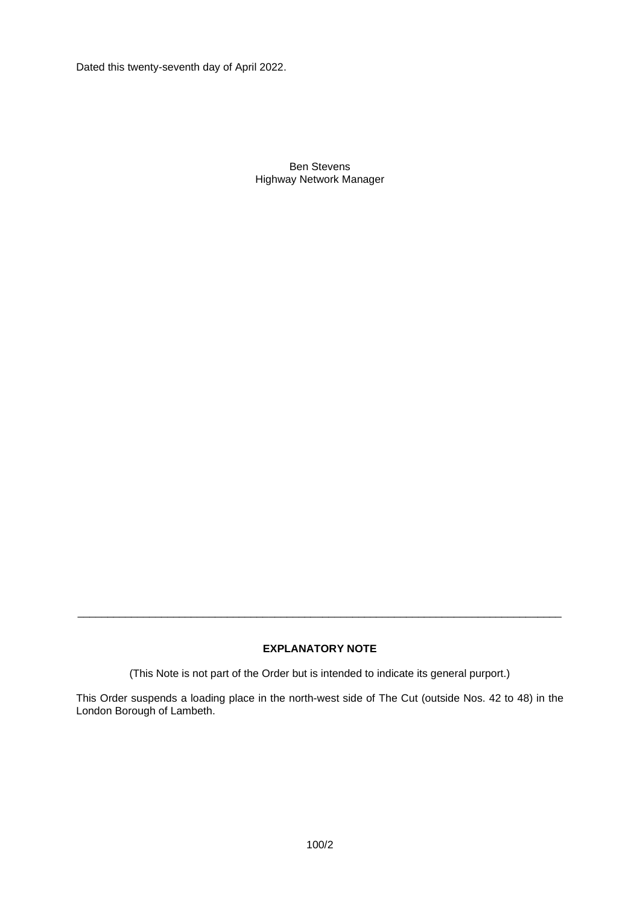Dated this twenty-seventh day of April 2022.

Ben Stevens
Highway Network Manager

---

**EXPLANATORY NOTE**

(This Note is not part of the Order but is intended to indicate its general purport.)

This Order suspends a loading place in the north-west side of The Cut (outside Nos. 42 to 48) in the London Borough of Lambeth.